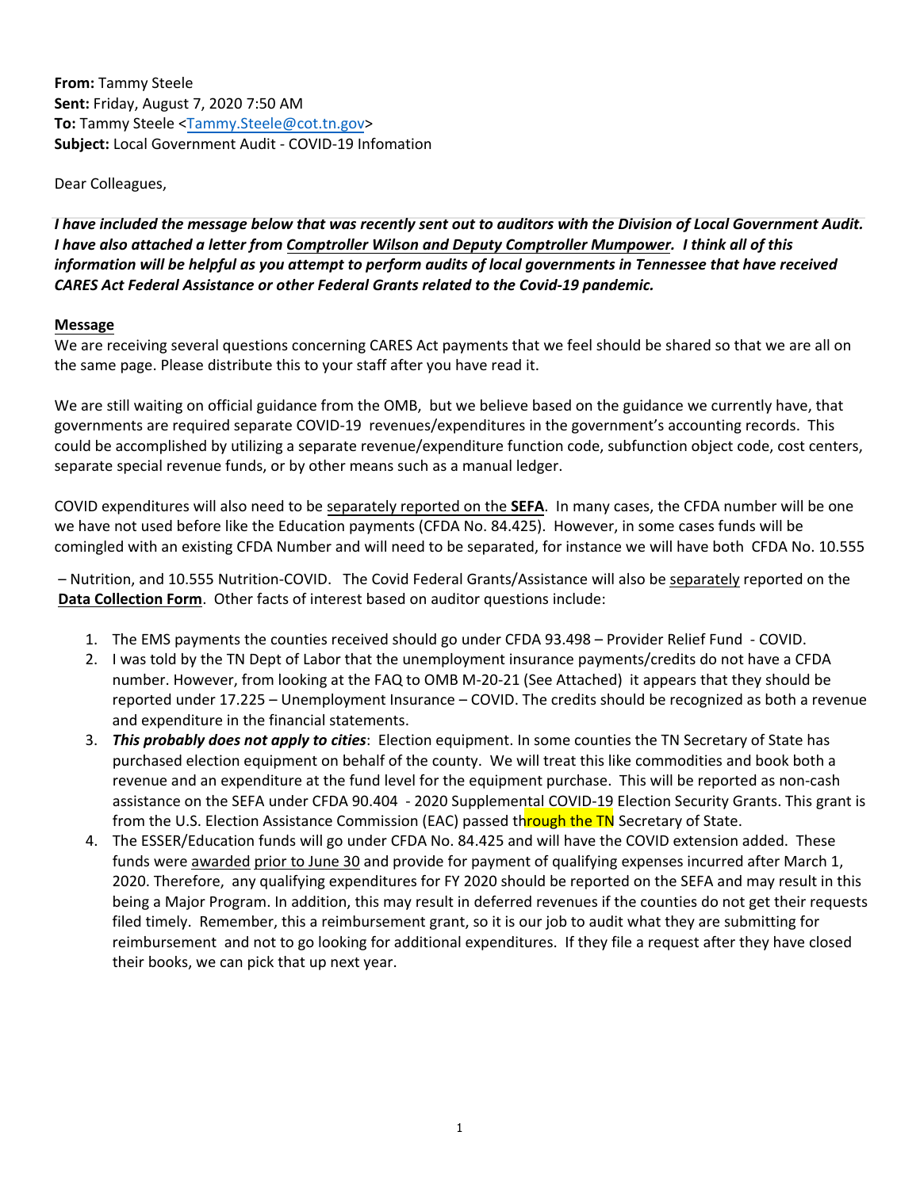**From:** Tammy Steele
**Sent:** Friday, August 7, 2020 7:50 AM
**To:** Tammy Steele <Tammy.Steele@cot.tn.gov>
**Subject:** Local Government Audit - COVID-19 Infomation

Dear Colleagues,

***I have included the message below that was recently sent out to auditors with the Division of Local Government Audit. I have also attached a letter from Comptroller Wilson and Deputy Comptroller Mumpower. I think all of this information will be helpful as you attempt to perform audits of local governments in Tennessee that have received CARES Act Federal Assistance or other Federal Grants related to the Covid-19 pandemic.***

**Message**

We are receiving several questions concerning CARES Act payments that we feel should be shared so that we are all on the same page. Please distribute this to your staff after you have read it.

We are still waiting on official guidance from the OMB, but we believe based on the guidance we currently have, that governments are required separate COVID-19 revenues/expenditures in the government's accounting records. This could be accomplished by utilizing a separate revenue/expenditure function code, subfunction object code, cost centers, separate special revenue funds, or by other means such as a manual ledger.

COVID expenditures will also need to be separately reported on the **SEFA**. In many cases, the CFDA number will be one we have not used before like the Education payments (CFDA No. 84.425). However, in some cases funds will be comingled with an existing CFDA Number and will need to be separated, for instance we will have both CFDA No. 10.555 – Nutrition, and 10.555 Nutrition-COVID. The Covid Federal Grants/Assistance will also be separately reported on the **Data Collection Form**. Other facts of interest based on auditor questions include:

1. The EMS payments the counties received should go under CFDA 93.498 – Provider Relief Fund - COVID.
2. I was told by the TN Dept of Labor that the unemployment insurance payments/credits do not have a CFDA number. However, from looking at the FAQ to OMB M-20-21 (See Attached) it appears that they should be reported under 17.225 – Unemployment Insurance – COVID. The credits should be recognized as both a revenue and expenditure in the financial statements.
3. ***This probably does not apply to cities***: Election equipment. In some counties the TN Secretary of State has purchased election equipment on behalf of the county. We will treat this like commodities and book both a revenue and an expenditure at the fund level for the equipment purchase. This will be reported as non-cash assistance on the SEFA under CFDA 90.404 - 2020 Supplemental COVID-19 Election Security Grants. This grant is from the U.S. Election Assistance Commission (EAC) passed through the TN Secretary of State.
4. The ESSER/Education funds will go under CFDA No. 84.425 and will have the COVID extension added. These funds were awarded prior to June 30 and provide for payment of qualifying expenses incurred after March 1, 2020. Therefore, any qualifying expenditures for FY 2020 should be reported on the SEFA and may result in this being a Major Program. In addition, this may result in deferred revenues if the counties do not get their requests filed timely. Remember, this a reimbursement grant, so it is our job to audit what they are submitting for reimbursement and not to go looking for additional expenditures. If they file a request after they have closed their books, we can pick that up next year.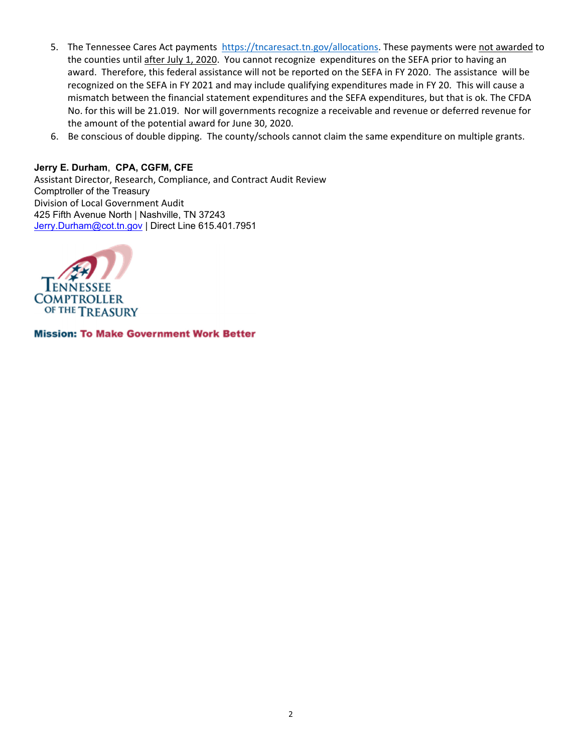5. The Tennessee Cares Act payments https://tncaresact.tn.gov/allocations. These payments were not awarded to the counties until after July 1, 2020. You cannot recognize expenditures on the SEFA prior to having an award. Therefore, this federal assistance will not be reported on the SEFA in FY 2020. The assistance will be recognized on the SEFA in FY 2021 and may include qualifying expenditures made in FY 20. This will cause a mismatch between the financial statement expenditures and the SEFA expenditures, but that is ok. The CFDA No. for this will be 21.019. Nor will governments recognize a receivable and revenue or deferred revenue for the amount of the potential award for June 30, 2020.
6. Be conscious of double dipping. The county/schools cannot claim the same expenditure on multiple grants.

**Jerry E. Durham**, **CPA, CGFM, CFE**
Assistant Director, Research, Compliance, and Contract Audit Review
Comptroller of the Treasury
Division of Local Government Audit
425 Fifth Avenue North | Nashville, TN 37243
Jerry.Durham@cot.tn.gov | Direct Line 615.401.7951

Tennessee Comptroller of the Treasury

**Mission: To Make Government Work Better**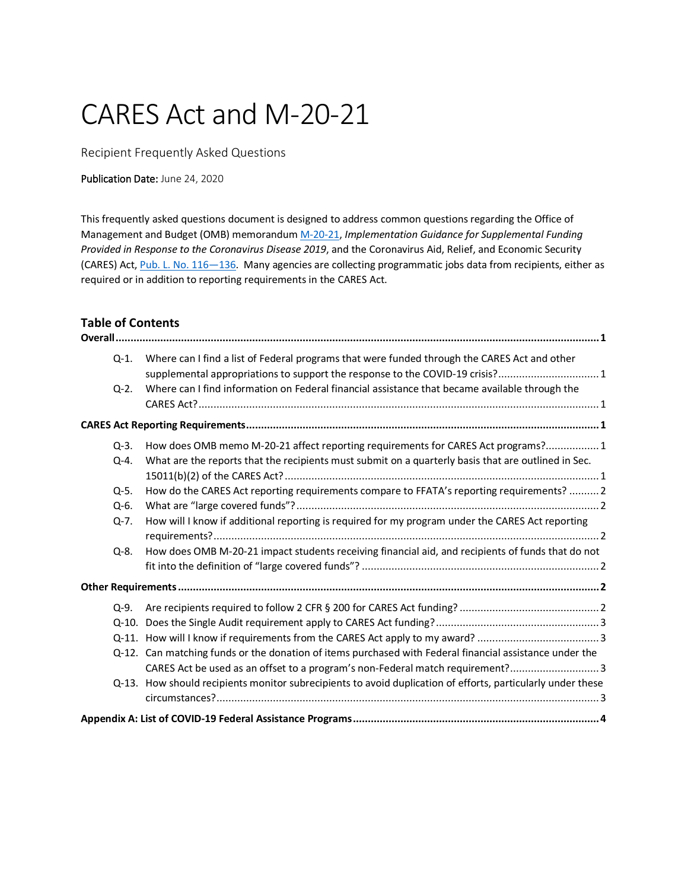# CARES Act and M-20-21

Recipient Frequently Asked Questions

**Publication Date:** June 24, 2020

This frequently asked questions document is designed to address common questions regarding the Office of Management and Budget (OMB) memorandum M-20-21, *Implementation Guidance for Supplemental Funding Provided in Response to the Coronavirus Disease 2019*, and the Coronavirus Aid, Relief, and Economic Security (CARES) Act, Pub. L. No. 116—136. Many agencies are collecting programmatic jobs data from recipients, either as required or in addition to reporting requirements in the CARES Act.

## Table of Contents

**Overall** ..... 1

- Q-1. Where can I find a list of Federal programs that were funded through the CARES Act and other supplemental appropriations to support the response to the COVID-19 crisis? ..... 1
- Q-2. Where can I find information on Federal financial assistance that became available through the CARES Act? ..... 1

**CARES Act Reporting Requirements** ..... 1

- Q-3. How does OMB memo M-20-21 affect reporting requirements for CARES Act programs? ..... 1
- Q-4. What are the reports that the recipients must submit on a quarterly basis that are outlined in Sec. 15011(b)(2) of the CARES Act? ..... 1
- Q-5. How do the CARES Act reporting requirements compare to FFATA's reporting requirements? ..... 2
- Q-6. What are "large covered funds"? ..... 2
- Q-7. How will I know if additional reporting is required for my program under the CARES Act reporting requirements? ..... 2
- Q-8. How does OMB M-20-21 impact students receiving financial aid, and recipients of funds that do not fit into the definition of "large covered funds"? ..... 2

**Other Requirements** ..... 2

- Q-9. Are recipients required to follow 2 CFR § 200 for CARES Act funding? ..... 2
- Q-10. Does the Single Audit requirement apply to CARES Act funding? ..... 3
- Q-11. How will I know if requirements from the CARES Act apply to my award? ..... 3
- Q-12. Can matching funds or the donation of items purchased with Federal financial assistance under the CARES Act be used as an offset to a program's non-Federal match requirement? ..... 3
- Q-13. How should recipients monitor subrecipients to avoid duplication of efforts, particularly under these circumstances? ..... 3

**Appendix A: List of COVID-19 Federal Assistance Programs** ..... 4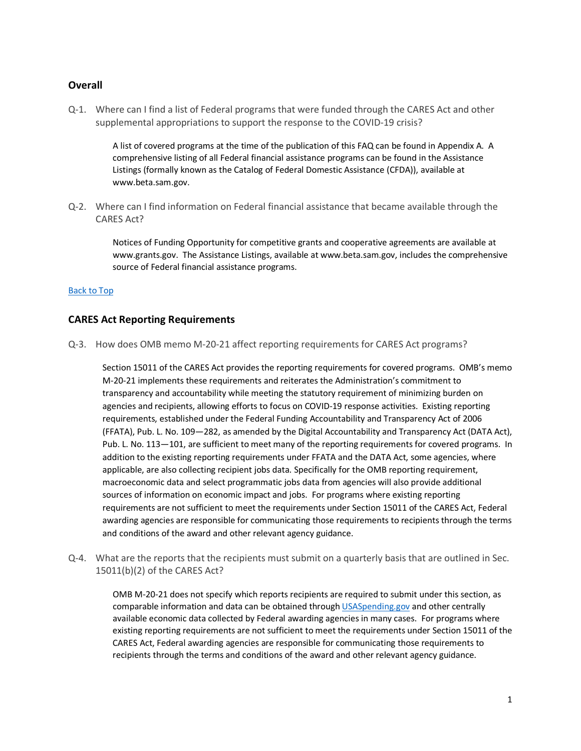## Overall

Q-1. Where can I find a list of Federal programs that were funded through the CARES Act and other supplemental appropriations to support the response to the COVID-19 crisis?

> A list of covered programs at the time of the publication of this FAQ can be found in Appendix A. A comprehensive listing of all Federal financial assistance programs can be found in the Assistance Listings (formally known as the Catalog of Federal Domestic Assistance (CFDA)), available at www.beta.sam.gov.

Q-2. Where can I find information on Federal financial assistance that became available through the CARES Act?

> Notices of Funding Opportunity for competitive grants and cooperative agreements are available at www.grants.gov. The Assistance Listings, available at www.beta.sam.gov, includes the comprehensive source of Federal financial assistance programs.

[Back to Top]

## CARES Act Reporting Requirements

Q-3. How does OMB memo M-20-21 affect reporting requirements for CARES Act programs?

> Section 15011 of the CARES Act provides the reporting requirements for covered programs. OMB's memo M-20-21 implements these requirements and reiterates the Administration's commitment to transparency and accountability while meeting the statutory requirement of minimizing burden on agencies and recipients, allowing efforts to focus on COVID-19 response activities. Existing reporting requirements, established under the Federal Funding Accountability and Transparency Act of 2006 (FFATA), Pub. L. No. 109—282, as amended by the Digital Accountability and Transparency Act (DATA Act), Pub. L. No. 113—101, are sufficient to meet many of the reporting requirements for covered programs. In addition to the existing reporting requirements under FFATA and the DATA Act, some agencies, where applicable, are also collecting recipient jobs data. Specifically for the OMB reporting requirement, macroeconomic data and select programmatic jobs data from agencies will also provide additional sources of information on economic impact and jobs. For programs where existing reporting requirements are not sufficient to meet the requirements under Section 15011 of the CARES Act, Federal awarding agencies are responsible for communicating those requirements to recipients through the terms and conditions of the award and other relevant agency guidance.

Q-4. What are the reports that the recipients must submit on a quarterly basis that are outlined in Sec. 15011(b)(2) of the CARES Act?

> OMB M-20-21 does not specify which reports recipients are required to submit under this section, as comparable information and data can be obtained through USASpending.gov and other centrally available economic data collected by Federal awarding agencies in many cases. For programs where existing reporting requirements are not sufficient to meet the requirements under Section 15011 of the CARES Act, Federal awarding agencies are responsible for communicating those requirements to recipients through the terms and conditions of the award and other relevant agency guidance.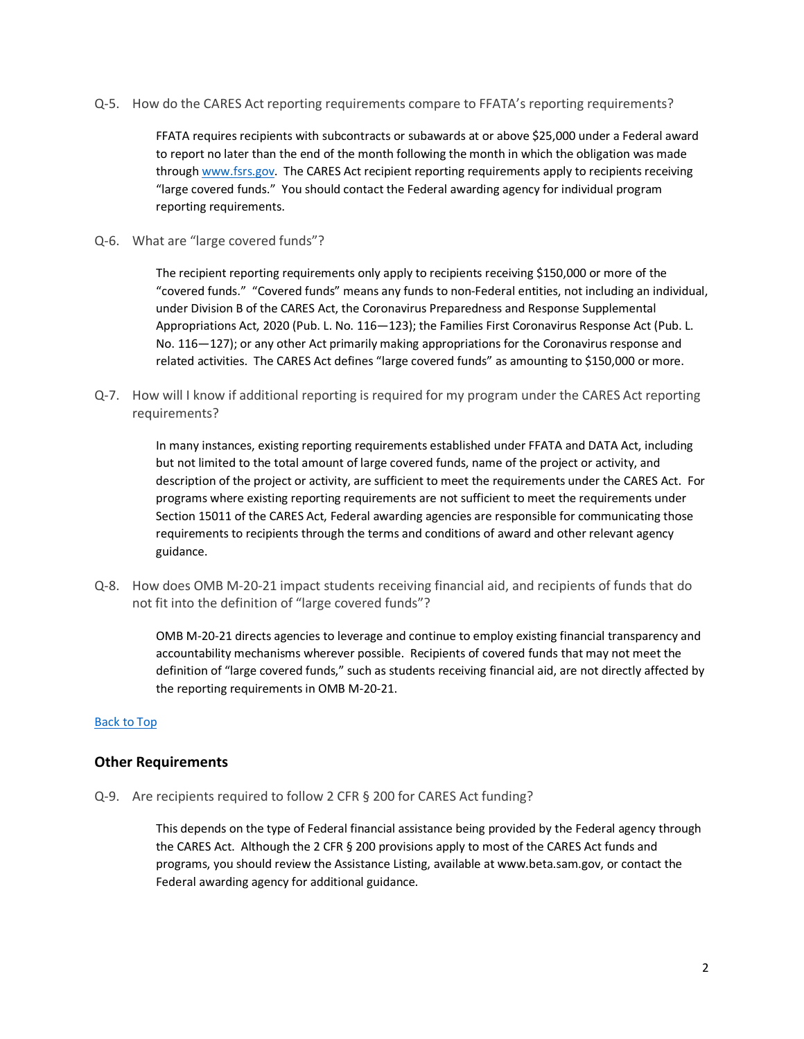Q-5. How do the CARES Act reporting requirements compare to FFATA's reporting requirements?

FFATA requires recipients with subcontracts or subawards at or above $25,000 under a Federal award to report no later than the end of the month following the month in which the obligation was made through [www.fsrs.gov](www.fsrs.gov). The CARES Act recipient reporting requirements apply to recipients receiving "large covered funds." You should contact the Federal awarding agency for individual program reporting requirements.

Q-6. What are "large covered funds"?

The recipient reporting requirements only apply to recipients receiving $150,000 or more of the "covered funds." "Covered funds" means any funds to non-Federal entities, not including an individual, under Division B of the CARES Act, the Coronavirus Preparedness and Response Supplemental Appropriations Act, 2020 (Pub. L. No. 116—123); the Families First Coronavirus Response Act (Pub. L. No. 116—127); or any other Act primarily making appropriations for the Coronavirus response and related activities. The CARES Act defines "large covered funds" as amounting to $150,000 or more.

Q-7. How will I know if additional reporting is required for my program under the CARES Act reporting requirements?

In many instances, existing reporting requirements established under FFATA and DATA Act, including but not limited to the total amount of large covered funds, name of the project or activity, and description of the project or activity, are sufficient to meet the requirements under the CARES Act. For programs where existing reporting requirements are not sufficient to meet the requirements under Section 15011 of the CARES Act, Federal awarding agencies are responsible for communicating those requirements to recipients through the terms and conditions of award and other relevant agency guidance.

Q-8. How does OMB M-20-21 impact students receiving financial aid, and recipients of funds that do not fit into the definition of "large covered funds"?

OMB M-20-21 directs agencies to leverage and continue to employ existing financial transparency and accountability mechanisms wherever possible. Recipients of covered funds that may not meet the definition of "large covered funds," such as students receiving financial aid, are not directly affected by the reporting requirements in OMB M-20-21.

Back to Top

## Other Requirements

Q-9. Are recipients required to follow 2 CFR § 200 for CARES Act funding?

This depends on the type of Federal financial assistance being provided by the Federal agency through the CARES Act. Although the 2 CFR § 200 provisions apply to most of the CARES Act funds and programs, you should review the Assistance Listing, available at www.beta.sam.gov, or contact the Federal awarding agency for additional guidance.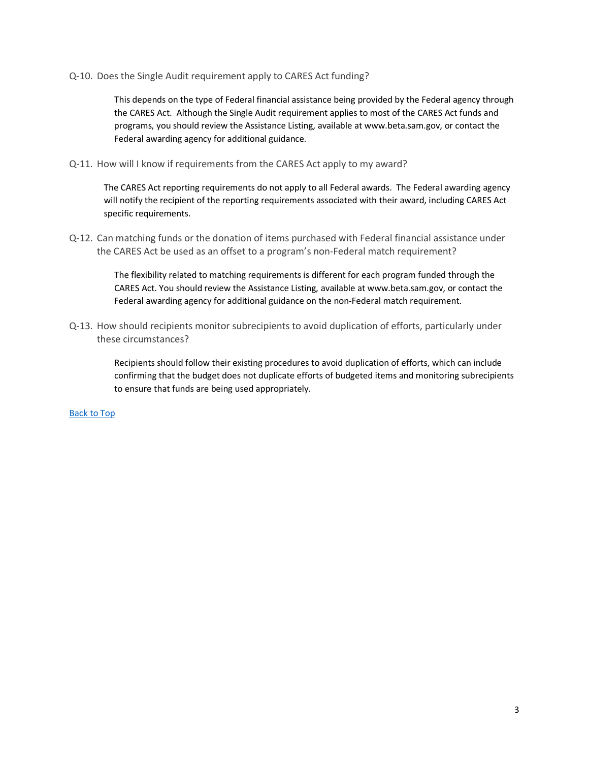### Q-10. Does the Single Audit requirement apply to CARES Act funding?

This depends on the type of Federal financial assistance being provided by the Federal agency through the CARES Act. Although the Single Audit requirement applies to most of the CARES Act funds and programs, you should review the Assistance Listing, available at www.beta.sam.gov, or contact the Federal awarding agency for additional guidance.

### Q-11. How will I know if requirements from the CARES Act apply to my award?

The CARES Act reporting requirements do not apply to all Federal awards. The Federal awarding agency will notify the recipient of the reporting requirements associated with their award, including CARES Act specific requirements.

### Q-12. Can matching funds or the donation of items purchased with Federal financial assistance under the CARES Act be used as an offset to a program's non-Federal match requirement?

The flexibility related to matching requirements is different for each program funded through the CARES Act. You should review the Assistance Listing, available at www.beta.sam.gov, or contact the Federal awarding agency for additional guidance on the non-Federal match requirement.

### Q-13. How should recipients monitor subrecipients to avoid duplication of efforts, particularly under these circumstances?

Recipients should follow their existing procedures to avoid duplication of efforts, which can include confirming that the budget does not duplicate efforts of budgeted items and monitoring subrecipients to ensure that funds are being used appropriately.

[Back to Top]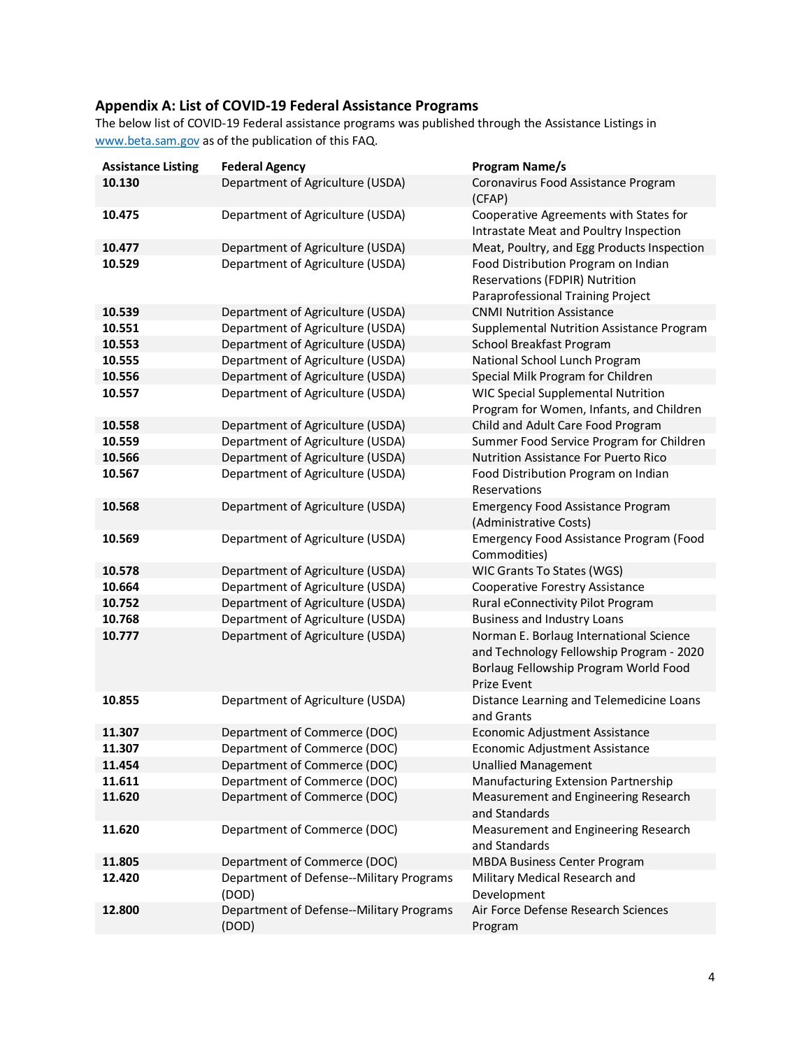## Appendix A: List of COVID-19 Federal Assistance Programs

The below list of COVID-19 Federal assistance programs was published through the Assistance Listings in www.beta.sam.gov as of the publication of this FAQ.

| Assistance Listing | Federal Agency | Program Name/s |
|---|---|---|
| 10.130 | Department of Agriculture (USDA) | Coronavirus Food Assistance Program (CFAP) |
| 10.475 | Department of Agriculture (USDA) | Cooperative Agreements with States for Intrastate Meat and Poultry Inspection |
| 10.477 | Department of Agriculture (USDA) | Meat, Poultry, and Egg Products Inspection |
| 10.529 | Department of Agriculture (USDA) | Food Distribution Program on Indian Reservations (FDPIR) Nutrition Paraprofessional Training Project |
| 10.539 | Department of Agriculture (USDA) | CNMI Nutrition Assistance |
| 10.551 | Department of Agriculture (USDA) | Supplemental Nutrition Assistance Program |
| 10.553 | Department of Agriculture (USDA) | School Breakfast Program |
| 10.555 | Department of Agriculture (USDA) | National School Lunch Program |
| 10.556 | Department of Agriculture (USDA) | Special Milk Program for Children |
| 10.557 | Department of Agriculture (USDA) | WIC Special Supplemental Nutrition Program for Women, Infants, and Children |
| 10.558 | Department of Agriculture (USDA) | Child and Adult Care Food Program |
| 10.559 | Department of Agriculture (USDA) | Summer Food Service Program for Children |
| 10.566 | Department of Agriculture (USDA) | Nutrition Assistance For Puerto Rico |
| 10.567 | Department of Agriculture (USDA) | Food Distribution Program on Indian Reservations |
| 10.568 | Department of Agriculture (USDA) | Emergency Food Assistance Program (Administrative Costs) |
| 10.569 | Department of Agriculture (USDA) | Emergency Food Assistance Program (Food Commodities) |
| 10.578 | Department of Agriculture (USDA) | WIC Grants To States (WGS) |
| 10.664 | Department of Agriculture (USDA) | Cooperative Forestry Assistance |
| 10.752 | Department of Agriculture (USDA) | Rural eConnectivity Pilot Program |
| 10.768 | Department of Agriculture (USDA) | Business and Industry Loans |
| 10.777 | Department of Agriculture (USDA) | Norman E. Borlaug International Science and Technology Fellowship Program - 2020 Borlaug Fellowship Program World Food Prize Event |
| 10.855 | Department of Agriculture (USDA) | Distance Learning and Telemedicine Loans and Grants |
| 11.307 | Department of Commerce (DOC) | Economic Adjustment Assistance |
| 11.307 | Department of Commerce (DOC) | Economic Adjustment Assistance |
| 11.454 | Department of Commerce (DOC) | Unallied Management |
| 11.611 | Department of Commerce (DOC) | Manufacturing Extension Partnership |
| 11.620 | Department of Commerce (DOC) | Measurement and Engineering Research and Standards |
| 11.620 | Department of Commerce (DOC) | Measurement and Engineering Research and Standards |
| 11.805 | Department of Commerce (DOC) | MBDA Business Center Program |
| 12.420 | Department of Defense--Military Programs (DOD) | Military Medical Research and Development |
| 12.800 | Department of Defense--Military Programs (DOD) | Air Force Defense Research Sciences Program |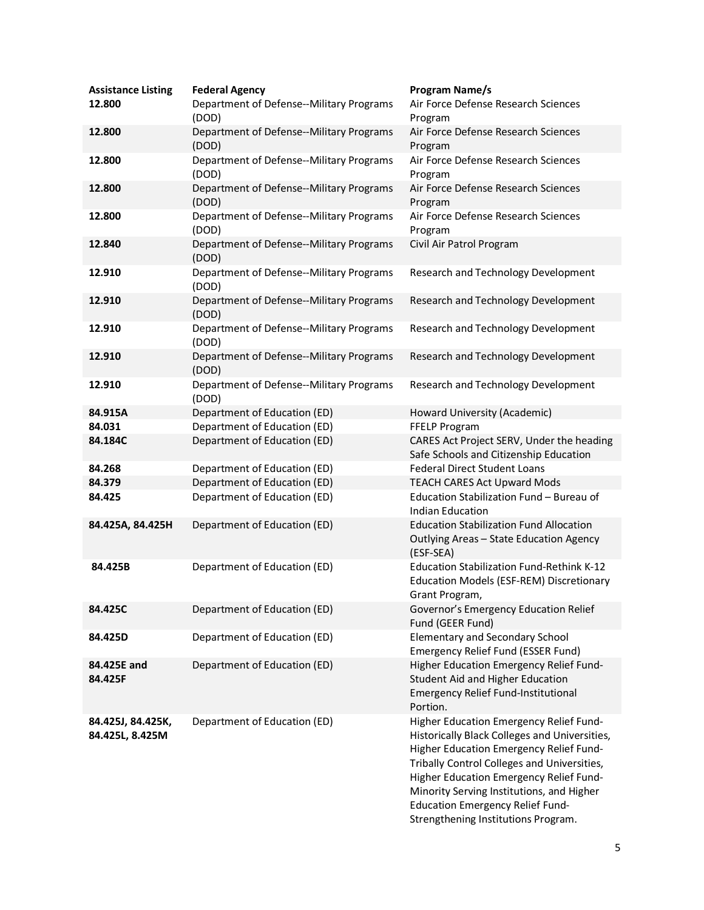| Assistance Listing | Federal Agency | Program Name/s |
|---|---|---|
| **12.800** | Department of Defense--Military Programs (DOD) | Air Force Defense Research Sciences Program |
| **12.800** | Department of Defense--Military Programs (DOD) | Air Force Defense Research Sciences Program |
| **12.800** | Department of Defense--Military Programs (DOD) | Air Force Defense Research Sciences Program |
| **12.800** | Department of Defense--Military Programs (DOD) | Air Force Defense Research Sciences Program |
| **12.800** | Department of Defense--Military Programs (DOD) | Air Force Defense Research Sciences Program |
| **12.840** | Department of Defense--Military Programs (DOD) | Civil Air Patrol Program |
| **12.910** | Department of Defense--Military Programs (DOD) | Research and Technology Development |
| **12.910** | Department of Defense--Military Programs (DOD) | Research and Technology Development |
| **12.910** | Department of Defense--Military Programs (DOD) | Research and Technology Development |
| **12.910** | Department of Defense--Military Programs (DOD) | Research and Technology Development |
| **12.910** | Department of Defense--Military Programs (DOD) | Research and Technology Development |
| **84.915A** | Department of Education (ED) | Howard University (Academic) |
| **84.031** | Department of Education (ED) | FFELP Program |
| **84.184C** | Department of Education (ED) | CARES Act Project SERV, Under the heading Safe Schools and Citizenship Education |
| **84.268** | Department of Education (ED) | Federal Direct Student Loans |
| **84.379** | Department of Education (ED) | TEACH CARES Act Upward Mods |
| **84.425** | Department of Education (ED) | Education Stabilization Fund – Bureau of Indian Education |
| **84.425A, 84.425H** | Department of Education (ED) | Education Stabilization Fund Allocation Outlying Areas – State Education Agency (ESF-SEA) |
| **84.425B** | Department of Education (ED) | Education Stabilization Fund-Rethink K-12 Education Models (ESF-REM) Discretionary Grant Program, |
| **84.425C** | Department of Education (ED) | Governor's Emergency Education Relief Fund (GEER Fund) |
| **84.425D** | Department of Education (ED) | Elementary and Secondary School Emergency Relief Fund (ESSER Fund) |
| **84.425E and 84.425F** | Department of Education (ED) | Higher Education Emergency Relief Fund-Student Aid and Higher Education Emergency Relief Fund-Institutional Portion. |
| **84.425J, 84.425K, 84.425L, 8.425M** | Department of Education (ED) | Higher Education Emergency Relief Fund-Historically Black Colleges and Universities, Higher Education Emergency Relief Fund-Tribally Control Colleges and Universities, Higher Education Emergency Relief Fund-Minority Serving Institutions, and Higher Education Emergency Relief Fund-Strengthening Institutions Program. |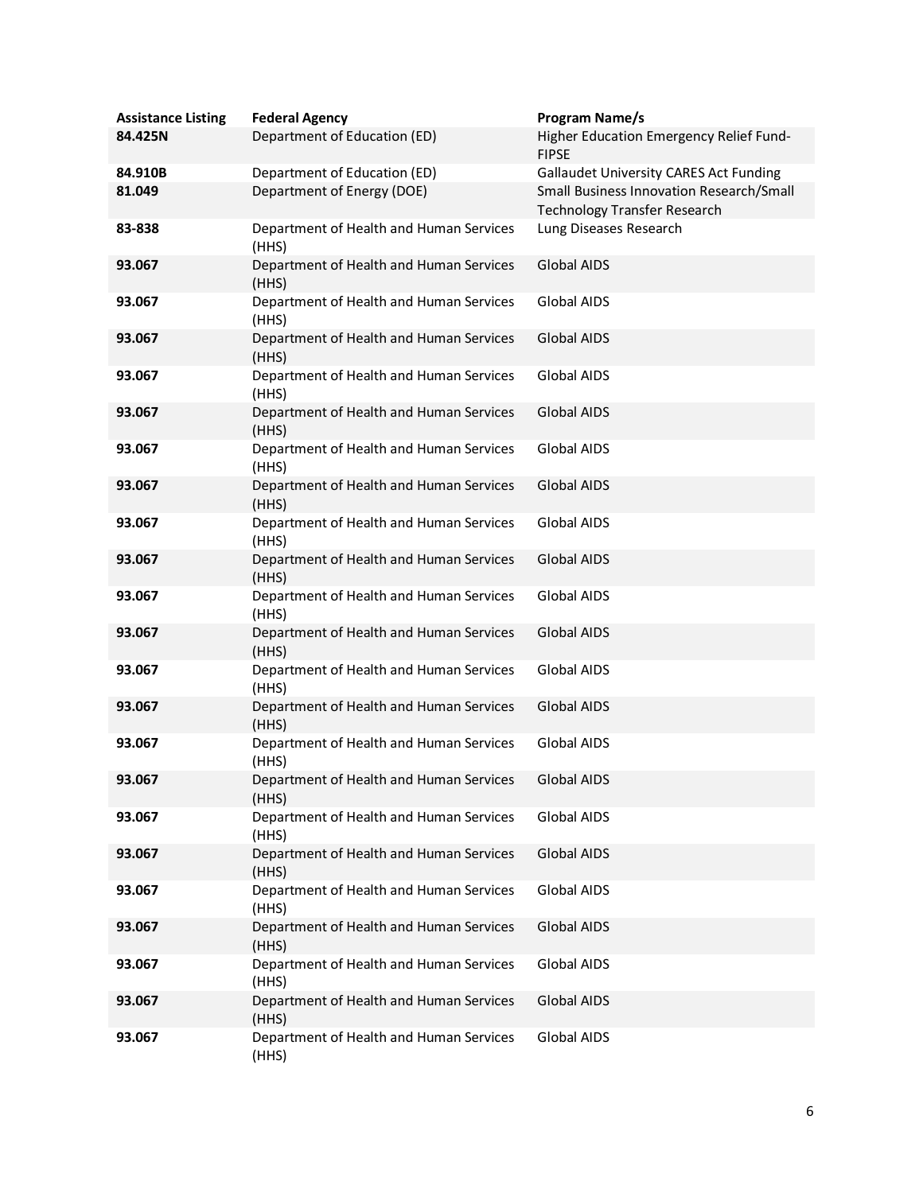| Assistance Listing | Federal Agency | Program Name/s |
| --- | --- | --- |
| **84.425N** | Department of Education (ED) | Higher Education Emergency Relief Fund-FIPSE |
| **84.910B** | Department of Education (ED) | Gallaudet University CARES Act Funding |
| **81.049** | Department of Energy (DOE) | Small Business Innovation Research/Small Technology Transfer Research |
| **83-838** | Department of Health and Human Services (HHS) | Lung Diseases Research |
| **93.067** | Department of Health and Human Services (HHS) | Global AIDS |
| **93.067** | Department of Health and Human Services (HHS) | Global AIDS |
| **93.067** | Department of Health and Human Services (HHS) | Global AIDS |
| **93.067** | Department of Health and Human Services (HHS) | Global AIDS |
| **93.067** | Department of Health and Human Services (HHS) | Global AIDS |
| **93.067** | Department of Health and Human Services (HHS) | Global AIDS |
| **93.067** | Department of Health and Human Services (HHS) | Global AIDS |
| **93.067** | Department of Health and Human Services (HHS) | Global AIDS |
| **93.067** | Department of Health and Human Services (HHS) | Global AIDS |
| **93.067** | Department of Health and Human Services (HHS) | Global AIDS |
| **93.067** | Department of Health and Human Services (HHS) | Global AIDS |
| **93.067** | Department of Health and Human Services (HHS) | Global AIDS |
| **93.067** | Department of Health and Human Services (HHS) | Global AIDS |
| **93.067** | Department of Health and Human Services (HHS) | Global AIDS |
| **93.067** | Department of Health and Human Services (HHS) | Global AIDS |
| **93.067** | Department of Health and Human Services (HHS) | Global AIDS |
| **93.067** | Department of Health and Human Services (HHS) | Global AIDS |
| **93.067** | Department of Health and Human Services (HHS) | Global AIDS |
| **93.067** | Department of Health and Human Services (HHS) | Global AIDS |
| **93.067** | Department of Health and Human Services (HHS) | Global AIDS |
| **93.067** | Department of Health and Human Services (HHS) | Global AIDS |
| **93.067** | Department of Health and Human Services (HHS) | Global AIDS |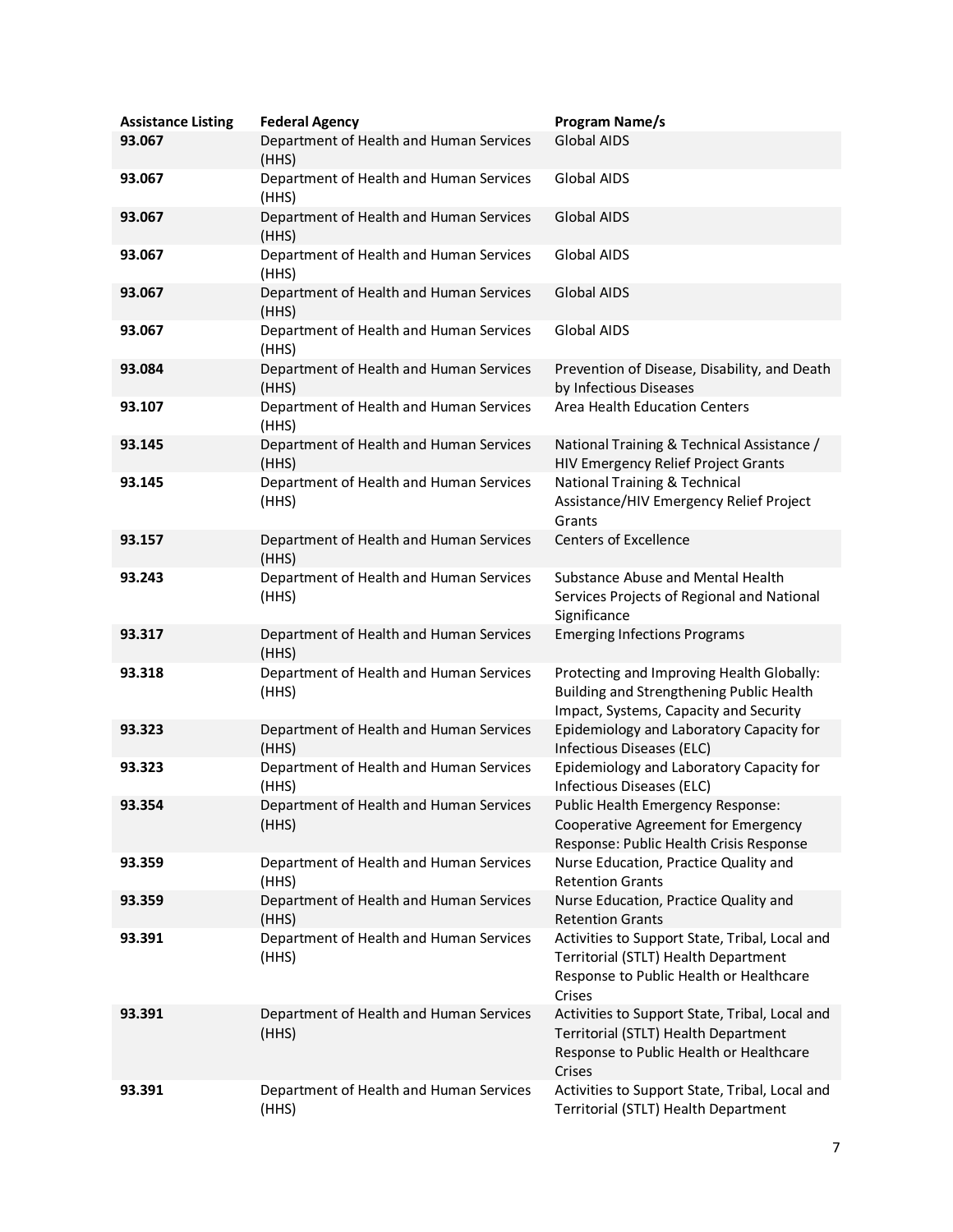| Assistance Listing | Federal Agency | Program Name/s |
| --- | --- | --- |
| 93.067 | Department of Health and Human Services (HHS) | Global AIDS |
| 93.067 | Department of Health and Human Services (HHS) | Global AIDS |
| 93.067 | Department of Health and Human Services (HHS) | Global AIDS |
| 93.067 | Department of Health and Human Services (HHS) | Global AIDS |
| 93.067 | Department of Health and Human Services (HHS) | Global AIDS |
| 93.067 | Department of Health and Human Services (HHS) | Global AIDS |
| 93.084 | Department of Health and Human Services (HHS) | Prevention of Disease, Disability, and Death by Infectious Diseases |
| 93.107 | Department of Health and Human Services (HHS) | Area Health Education Centers |
| 93.145 | Department of Health and Human Services (HHS) | National Training & Technical Assistance / HIV Emergency Relief Project Grants |
| 93.145 | Department of Health and Human Services (HHS) | National Training & Technical Assistance/HIV Emergency Relief Project Grants |
| 93.157 | Department of Health and Human Services (HHS) | Centers of Excellence |
| 93.243 | Department of Health and Human Services (HHS) | Substance Abuse and Mental Health Services Projects of Regional and National Significance |
| 93.317 | Department of Health and Human Services (HHS) | Emerging Infections Programs |
| 93.318 | Department of Health and Human Services (HHS) | Protecting and Improving Health Globally: Building and Strengthening Public Health Impact, Systems, Capacity and Security |
| 93.323 | Department of Health and Human Services (HHS) | Epidemiology and Laboratory Capacity for Infectious Diseases (ELC) |
| 93.323 | Department of Health and Human Services (HHS) | Epidemiology and Laboratory Capacity for Infectious Diseases (ELC) |
| 93.354 | Department of Health and Human Services (HHS) | Public Health Emergency Response: Cooperative Agreement for Emergency Response: Public Health Crisis Response |
| 93.359 | Department of Health and Human Services (HHS) | Nurse Education, Practice Quality and Retention Grants |
| 93.359 | Department of Health and Human Services (HHS) | Nurse Education, Practice Quality and Retention Grants |
| 93.391 | Department of Health and Human Services (HHS) | Activities to Support State, Tribal, Local and Territorial (STLT) Health Department Response to Public Health or Healthcare Crises |
| 93.391 | Department of Health and Human Services (HHS) | Activities to Support State, Tribal, Local and Territorial (STLT) Health Department Response to Public Health or Healthcare Crises |
| 93.391 | Department of Health and Human Services (HHS) | Activities to Support State, Tribal, Local and Territorial (STLT) Health Department |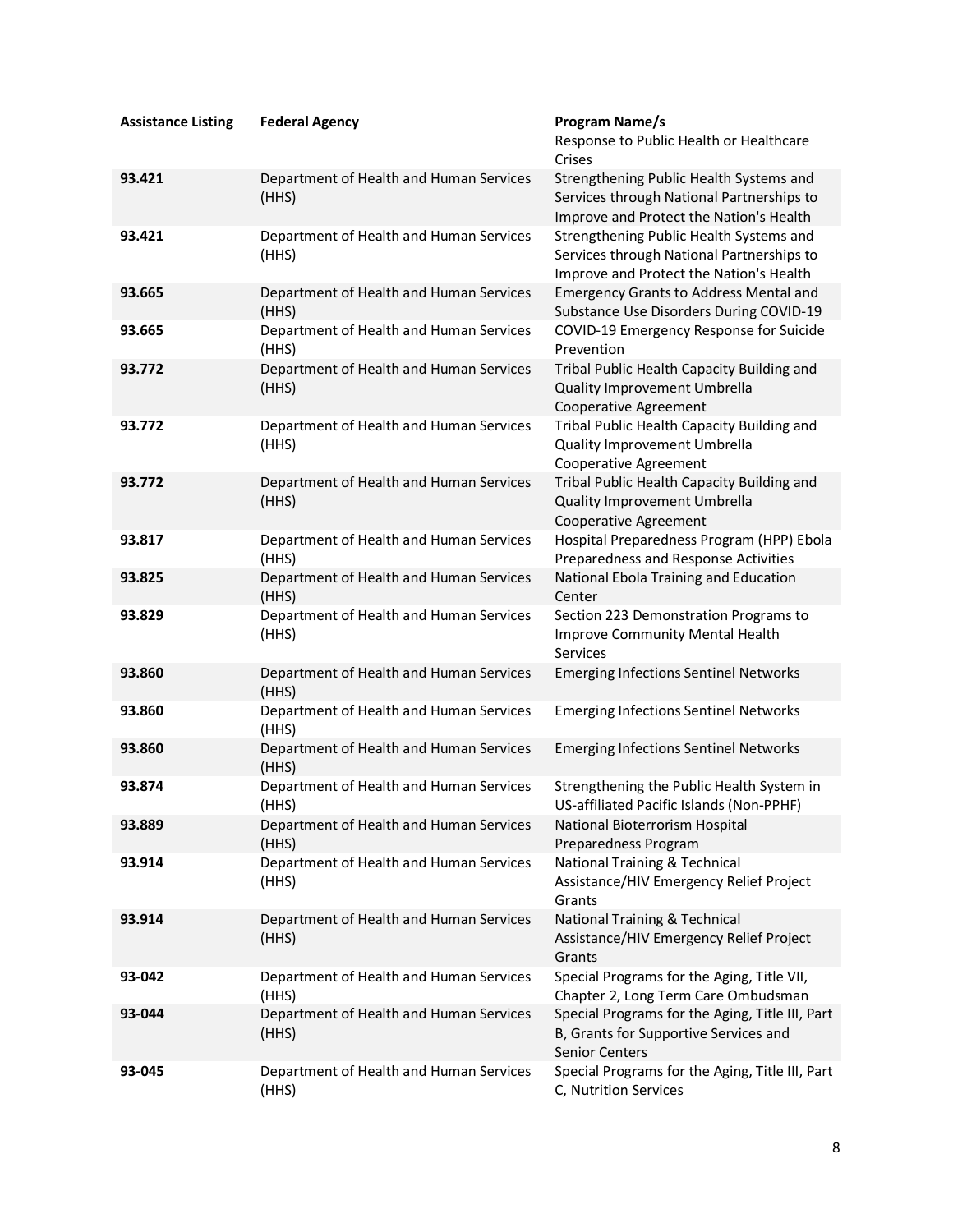| Assistance Listing | Federal Agency | Program Name/s |
|---|---|---|
| | | Response to Public Health or Healthcare Crises |
| 93.421 | Department of Health and Human Services (HHS) | Strengthening Public Health Systems and Services through National Partnerships to Improve and Protect the Nation's Health |
| 93.421 | Department of Health and Human Services (HHS) | Strengthening Public Health Systems and Services through National Partnerships to Improve and Protect the Nation's Health |
| 93.665 | Department of Health and Human Services (HHS) | Emergency Grants to Address Mental and Substance Use Disorders During COVID-19 |
| 93.665 | Department of Health and Human Services (HHS) | COVID-19 Emergency Response for Suicide Prevention |
| 93.772 | Department of Health and Human Services (HHS) | Tribal Public Health Capacity Building and Quality Improvement Umbrella Cooperative Agreement |
| 93.772 | Department of Health and Human Services (HHS) | Tribal Public Health Capacity Building and Quality Improvement Umbrella Cooperative Agreement |
| 93.772 | Department of Health and Human Services (HHS) | Tribal Public Health Capacity Building and Quality Improvement Umbrella Cooperative Agreement |
| 93.817 | Department of Health and Human Services (HHS) | Hospital Preparedness Program (HPP) Ebola Preparedness and Response Activities |
| 93.825 | Department of Health and Human Services (HHS) | National Ebola Training and Education Center |
| 93.829 | Department of Health and Human Services (HHS) | Section 223 Demonstration Programs to Improve Community Mental Health Services |
| 93.860 | Department of Health and Human Services (HHS) | Emerging Infections Sentinel Networks |
| 93.860 | Department of Health and Human Services (HHS) | Emerging Infections Sentinel Networks |
| 93.860 | Department of Health and Human Services (HHS) | Emerging Infections Sentinel Networks |
| 93.874 | Department of Health and Human Services (HHS) | Strengthening the Public Health System in US-affiliated Pacific Islands (Non-PPHF) |
| 93.889 | Department of Health and Human Services (HHS) | National Bioterrorism Hospital Preparedness Program |
| 93.914 | Department of Health and Human Services (HHS) | National Training & Technical Assistance/HIV Emergency Relief Project Grants |
| 93.914 | Department of Health and Human Services (HHS) | National Training & Technical Assistance/HIV Emergency Relief Project Grants |
| 93-042 | Department of Health and Human Services (HHS) | Special Programs for the Aging, Title VII, Chapter 2, Long Term Care Ombudsman |
| 93-044 | Department of Health and Human Services (HHS) | Special Programs for the Aging, Title III, Part B, Grants for Supportive Services and Senior Centers |
| 93-045 | Department of Health and Human Services (HHS) | Special Programs for the Aging, Title III, Part C, Nutrition Services |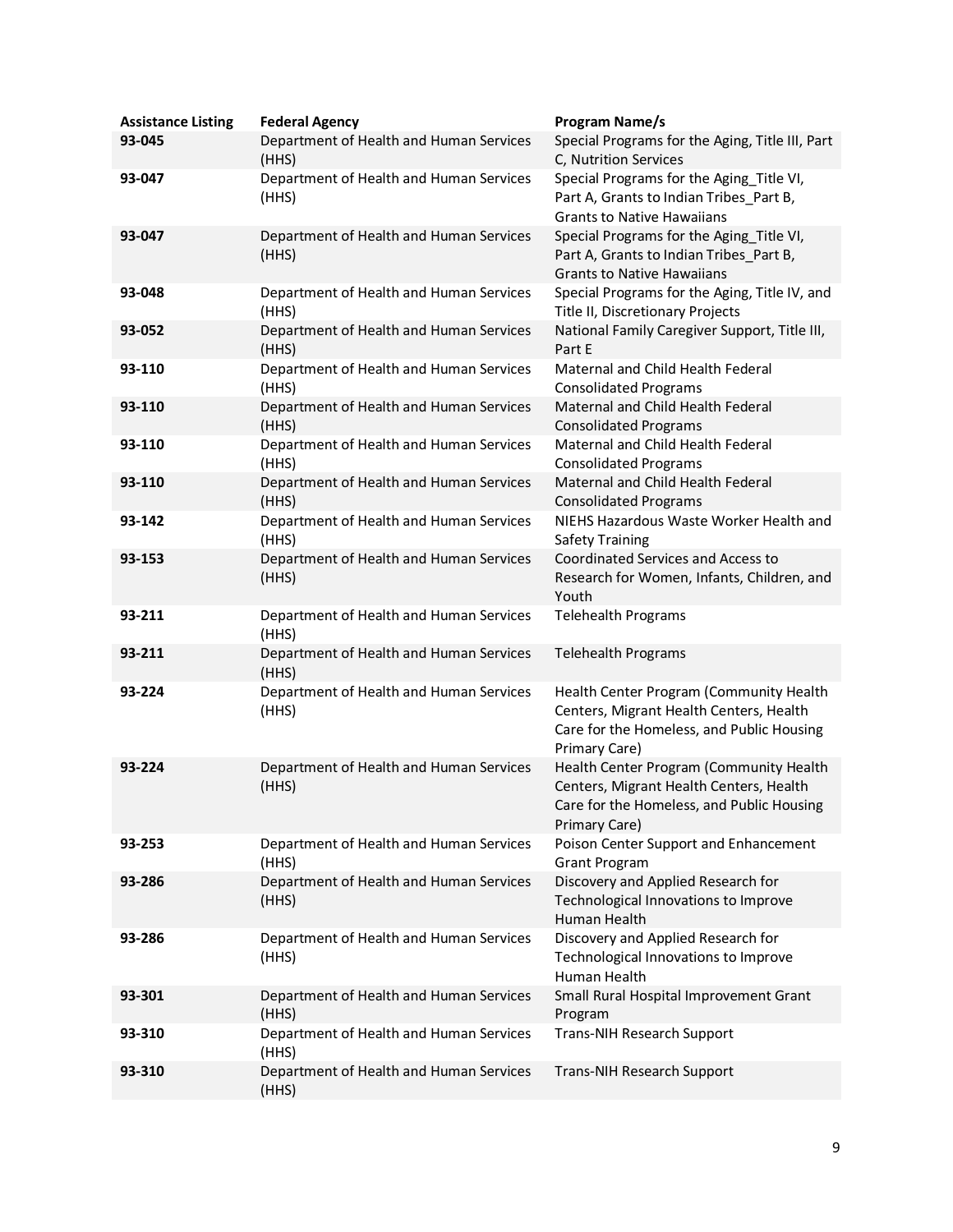| Assistance Listing | Federal Agency | Program Name/s |
| --- | --- | --- |
| **93-045** | Department of Health and Human Services (HHS) | Special Programs for the Aging, Title III, Part C, Nutrition Services |
| **93-047** | Department of Health and Human Services (HHS) | Special Programs for the Aging_Title VI, Part A, Grants to Indian Tribes_Part B, Grants to Native Hawaiians |
| **93-047** | Department of Health and Human Services (HHS) | Special Programs for the Aging_Title VI, Part A, Grants to Indian Tribes_Part B, Grants to Native Hawaiians |
| **93-048** | Department of Health and Human Services (HHS) | Special Programs for the Aging, Title IV, and Title II, Discretionary Projects |
| **93-052** | Department of Health and Human Services (HHS) | National Family Caregiver Support, Title III, Part E |
| **93-110** | Department of Health and Human Services (HHS) | Maternal and Child Health Federal Consolidated Programs |
| **93-110** | Department of Health and Human Services (HHS) | Maternal and Child Health Federal Consolidated Programs |
| **93-110** | Department of Health and Human Services (HHS) | Maternal and Child Health Federal Consolidated Programs |
| **93-110** | Department of Health and Human Services (HHS) | Maternal and Child Health Federal Consolidated Programs |
| **93-142** | Department of Health and Human Services (HHS) | NIEHS Hazardous Waste Worker Health and Safety Training |
| **93-153** | Department of Health and Human Services (HHS) | Coordinated Services and Access to Research for Women, Infants, Children, and Youth |
| **93-211** | Department of Health and Human Services (HHS) | Telehealth Programs |
| **93-211** | Department of Health and Human Services (HHS) | Telehealth Programs |
| **93-224** | Department of Health and Human Services (HHS) | Health Center Program (Community Health Centers, Migrant Health Centers, Health Care for the Homeless, and Public Housing Primary Care) |
| **93-224** | Department of Health and Human Services (HHS) | Health Center Program (Community Health Centers, Migrant Health Centers, Health Care for the Homeless, and Public Housing Primary Care) |
| **93-253** | Department of Health and Human Services (HHS) | Poison Center Support and Enhancement Grant Program |
| **93-286** | Department of Health and Human Services (HHS) | Discovery and Applied Research for Technological Innovations to Improve Human Health |
| **93-286** | Department of Health and Human Services (HHS) | Discovery and Applied Research for Technological Innovations to Improve Human Health |
| **93-301** | Department of Health and Human Services (HHS) | Small Rural Hospital Improvement Grant Program |
| **93-310** | Department of Health and Human Services (HHS) | Trans-NIH Research Support |
| **93-310** | Department of Health and Human Services (HHS) | Trans-NIH Research Support |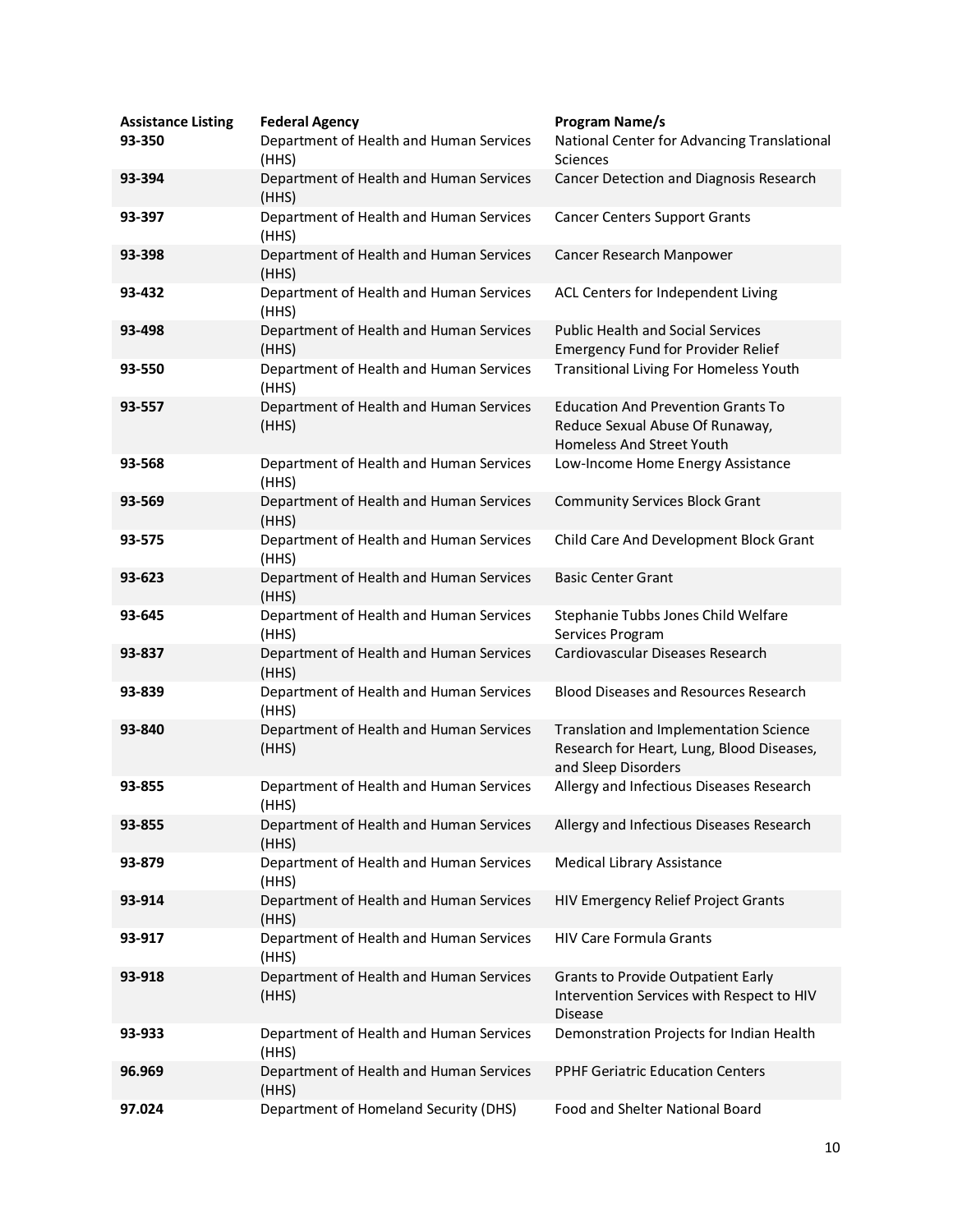| Assistance Listing | Federal Agency | Program Name/s |
|---|---|---|
| **93-350** | Department of Health and Human Services (HHS) | National Center for Advancing Translational Sciences |
| **93-394** | Department of Health and Human Services (HHS) | Cancer Detection and Diagnosis Research |
| **93-397** | Department of Health and Human Services (HHS) | Cancer Centers Support Grants |
| **93-398** | Department of Health and Human Services (HHS) | Cancer Research Manpower |
| **93-432** | Department of Health and Human Services (HHS) | ACL Centers for Independent Living |
| **93-498** | Department of Health and Human Services (HHS) | Public Health and Social Services Emergency Fund for Provider Relief |
| **93-550** | Department of Health and Human Services (HHS) | Transitional Living For Homeless Youth |
| **93-557** | Department of Health and Human Services (HHS) | Education And Prevention Grants To Reduce Sexual Abuse Of Runaway, Homeless And Street Youth |
| **93-568** | Department of Health and Human Services (HHS) | Low-Income Home Energy Assistance |
| **93-569** | Department of Health and Human Services (HHS) | Community Services Block Grant |
| **93-575** | Department of Health and Human Services (HHS) | Child Care And Development Block Grant |
| **93-623** | Department of Health and Human Services (HHS) | Basic Center Grant |
| **93-645** | Department of Health and Human Services (HHS) | Stephanie Tubbs Jones Child Welfare Services Program |
| **93-837** | Department of Health and Human Services (HHS) | Cardiovascular Diseases Research |
| **93-839** | Department of Health and Human Services (HHS) | Blood Diseases and Resources Research |
| **93-840** | Department of Health and Human Services (HHS) | Translation and Implementation Science Research for Heart, Lung, Blood Diseases, and Sleep Disorders |
| **93-855** | Department of Health and Human Services (HHS) | Allergy and Infectious Diseases Research |
| **93-855** | Department of Health and Human Services (HHS) | Allergy and Infectious Diseases Research |
| **93-879** | Department of Health and Human Services (HHS) | Medical Library Assistance |
| **93-914** | Department of Health and Human Services (HHS) | HIV Emergency Relief Project Grants |
| **93-917** | Department of Health and Human Services (HHS) | HIV Care Formula Grants |
| **93-918** | Department of Health and Human Services (HHS) | Grants to Provide Outpatient Early Intervention Services with Respect to HIV Disease |
| **93-933** | Department of Health and Human Services (HHS) | Demonstration Projects for Indian Health |
| **96.969** | Department of Health and Human Services (HHS) | PPHF Geriatric Education Centers |
| **97.024** | Department of Homeland Security (DHS) | Food and Shelter National Board |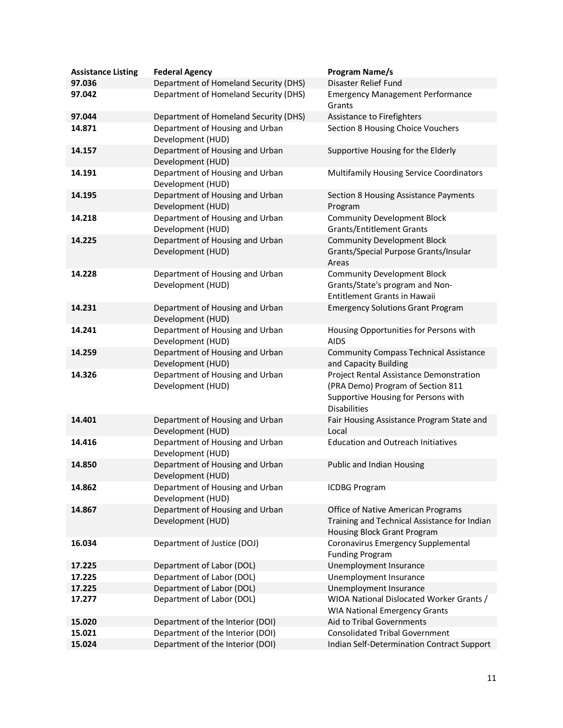| Assistance Listing | Federal Agency | Program Name/s |
| --- | --- | --- |
| **97.036** | Department of Homeland Security (DHS) | Disaster Relief Fund |
| **97.042** | Department of Homeland Security (DHS) | Emergency Management Performance Grants |
| **97.044** | Department of Homeland Security (DHS) | Assistance to Firefighters |
| **14.871** | Department of Housing and Urban Development (HUD) | Section 8 Housing Choice Vouchers |
| **14.157** | Department of Housing and Urban Development (HUD) | Supportive Housing for the Elderly |
| **14.191** | Department of Housing and Urban Development (HUD) | Multifamily Housing Service Coordinators |
| **14.195** | Department of Housing and Urban Development (HUD) | Section 8 Housing Assistance Payments Program |
| **14.218** | Department of Housing and Urban Development (HUD) | Community Development Block Grants/Entitlement Grants |
| **14.225** | Department of Housing and Urban Development (HUD) | Community Development Block Grants/Special Purpose Grants/Insular Areas |
| **14.228** | Department of Housing and Urban Development (HUD) | Community Development Block Grants/State's program and Non-Entitlement Grants in Hawaii |
| **14.231** | Department of Housing and Urban Development (HUD) | Emergency Solutions Grant Program |
| **14.241** | Department of Housing and Urban Development (HUD) | Housing Opportunities for Persons with AIDS |
| **14.259** | Department of Housing and Urban Development (HUD) | Community Compass Technical Assistance and Capacity Building |
| **14.326** | Department of Housing and Urban Development (HUD) | Project Rental Assistance Demonstration (PRA Demo) Program of Section 811 Supportive Housing for Persons with Disabilities |
| **14.401** | Department of Housing and Urban Development (HUD) | Fair Housing Assistance Program State and Local |
| **14.416** | Department of Housing and Urban Development (HUD) | Education and Outreach Initiatives |
| **14.850** | Department of Housing and Urban Development (HUD) | Public and Indian Housing |
| **14.862** | Department of Housing and Urban Development (HUD) | ICDBG Program |
| **14.867** | Department of Housing and Urban Development (HUD) | Office of Native American Programs Training and Technical Assistance for Indian Housing Block Grant Program |
| **16.034** | Department of Justice (DOJ) | Coronavirus Emergency Supplemental Funding Program |
| **17.225** | Department of Labor (DOL) | Unemployment Insurance |
| **17.225** | Department of Labor (DOL) | Unemployment Insurance |
| **17.225** | Department of Labor (DOL) | Unemployment Insurance |
| **17.277** | Department of Labor (DOL) | WIOA National Dislocated Worker Grants / WIA National Emergency Grants |
| **15.020** | Department of the Interior (DOI) | Aid to Tribal Governments |
| **15.021** | Department of the Interior (DOI) | Consolidated Tribal Government |
| **15.024** | Department of the Interior (DOI) | Indian Self-Determination Contract Support |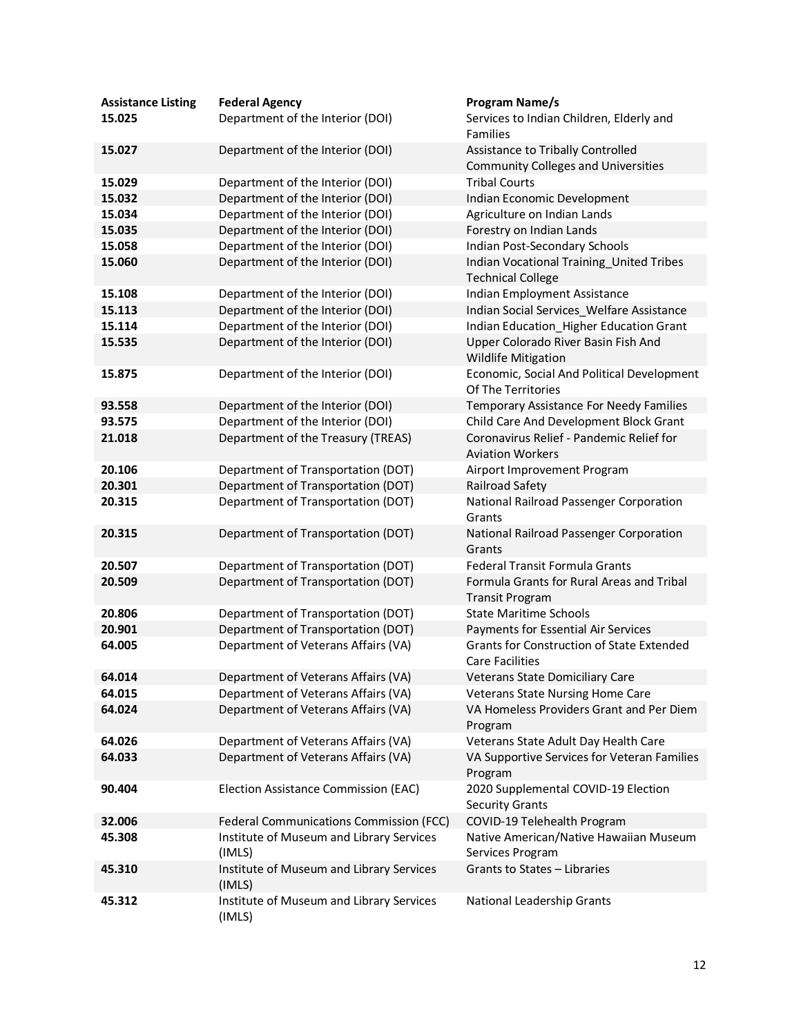| Assistance Listing | Federal Agency | Program Name/s |
|---|---|---|
| **15.025** | Department of the Interior (DOI) | Services to Indian Children, Elderly and Families |
| **15.027** | Department of the Interior (DOI) | Assistance to Tribally Controlled Community Colleges and Universities |
| **15.029** | Department of the Interior (DOI) | Tribal Courts |
| **15.032** | Department of the Interior (DOI) | Indian Economic Development |
| **15.034** | Department of the Interior (DOI) | Agriculture on Indian Lands |
| **15.035** | Department of the Interior (DOI) | Forestry on Indian Lands |
| **15.058** | Department of the Interior (DOI) | Indian Post-Secondary Schools |
| **15.060** | Department of the Interior (DOI) | Indian Vocational Training_United Tribes Technical College |
| **15.108** | Department of the Interior (DOI) | Indian Employment Assistance |
| **15.113** | Department of the Interior (DOI) | Indian Social Services_Welfare Assistance |
| **15.114** | Department of the Interior (DOI) | Indian Education_Higher Education Grant |
| **15.535** | Department of the Interior (DOI) | Upper Colorado River Basin Fish And Wildlife Mitigation |
| **15.875** | Department of the Interior (DOI) | Economic, Social And Political Development Of The Territories |
| **93.558** | Department of the Interior (DOI) | Temporary Assistance For Needy Families |
| **93.575** | Department of the Interior (DOI) | Child Care And Development Block Grant |
| **21.018** | Department of the Treasury (TREAS) | Coronavirus Relief - Pandemic Relief for Aviation Workers |
| **20.106** | Department of Transportation (DOT) | Airport Improvement Program |
| **20.301** | Department of Transportation (DOT) | Railroad Safety |
| **20.315** | Department of Transportation (DOT) | National Railroad Passenger Corporation Grants |
| **20.315** | Department of Transportation (DOT) | National Railroad Passenger Corporation Grants |
| **20.507** | Department of Transportation (DOT) | Federal Transit Formula Grants |
| **20.509** | Department of Transportation (DOT) | Formula Grants for Rural Areas and Tribal Transit Program |
| **20.806** | Department of Transportation (DOT) | State Maritime Schools |
| **20.901** | Department of Transportation (DOT) | Payments for Essential Air Services |
| **64.005** | Department of Veterans Affairs (VA) | Grants for Construction of State Extended Care Facilities |
| **64.014** | Department of Veterans Affairs (VA) | Veterans State Domiciliary Care |
| **64.015** | Department of Veterans Affairs (VA) | Veterans State Nursing Home Care |
| **64.024** | Department of Veterans Affairs (VA) | VA Homeless Providers Grant and Per Diem Program |
| **64.026** | Department of Veterans Affairs (VA) | Veterans State Adult Day Health Care |
| **64.033** | Department of Veterans Affairs (VA) | VA Supportive Services for Veteran Families Program |
| **90.404** | Election Assistance Commission (EAC) | 2020 Supplemental COVID-19 Election Security Grants |
| **32.006** | Federal Communications Commission (FCC) | COVID-19 Telehealth Program |
| **45.308** | Institute of Museum and Library Services (IMLS) | Native American/Native Hawaiian Museum Services Program |
| **45.310** | Institute of Museum and Library Services (IMLS) | Grants to States – Libraries |
| **45.312** | Institute of Museum and Library Services (IMLS) | National Leadership Grants |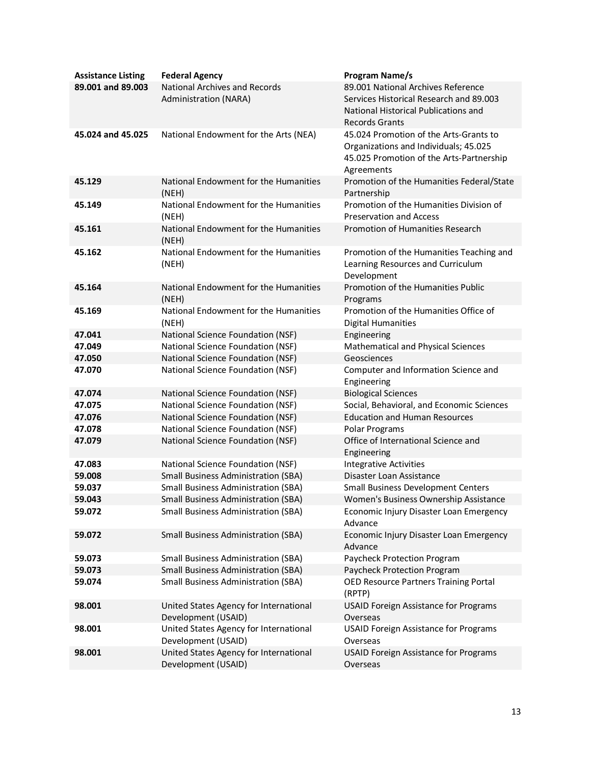| Assistance Listing | Federal Agency | Program Name/s |
|---|---|---|
| 89.001 and 89.003 | National Archives and Records Administration (NARA) | 89.001 National Archives Reference Services Historical Research and 89.003 National Historical Publications and Records Grants |
| 45.024 and 45.025 | National Endowment for the Arts (NEA) | 45.024 Promotion of the Arts-Grants to Organizations and Individuals; 45.025 45.025 Promotion of the Arts-Partnership Agreements |
| 45.129 | National Endowment for the Humanities (NEH) | Promotion of the Humanities Federal/State Partnership |
| 45.149 | National Endowment for the Humanities (NEH) | Promotion of the Humanities Division of Preservation and Access |
| 45.161 | National Endowment for the Humanities (NEH) | Promotion of Humanities Research |
| 45.162 | National Endowment for the Humanities (NEH) | Promotion of the Humanities Teaching and Learning Resources and Curriculum Development |
| 45.164 | National Endowment for the Humanities (NEH) | Promotion of the Humanities Public Programs |
| 45.169 | National Endowment for the Humanities (NEH) | Promotion of the Humanities Office of Digital Humanities |
| 47.041 | National Science Foundation (NSF) | Engineering |
| 47.049 | National Science Foundation (NSF) | Mathematical and Physical Sciences |
| 47.050 | National Science Foundation (NSF) | Geosciences |
| 47.070 | National Science Foundation (NSF) | Computer and Information Science and Engineering |
| 47.074 | National Science Foundation (NSF) | Biological Sciences |
| 47.075 | National Science Foundation (NSF) | Social, Behavioral, and Economic Sciences |
| 47.076 | National Science Foundation (NSF) | Education and Human Resources |
| 47.078 | National Science Foundation (NSF) | Polar Programs |
| 47.079 | National Science Foundation (NSF) | Office of International Science and Engineering |
| 47.083 | National Science Foundation (NSF) | Integrative Activities |
| 59.008 | Small Business Administration (SBA) | Disaster Loan Assistance |
| 59.037 | Small Business Administration (SBA) | Small Business Development Centers |
| 59.043 | Small Business Administration (SBA) | Women's Business Ownership Assistance |
| 59.072 | Small Business Administration (SBA) | Economic Injury Disaster Loan Emergency Advance |
| 59.072 | Small Business Administration (SBA) | Economic Injury Disaster Loan Emergency Advance |
| 59.073 | Small Business Administration (SBA) | Paycheck Protection Program |
| 59.073 | Small Business Administration (SBA) | Paycheck Protection Program |
| 59.074 | Small Business Administration (SBA) | OED Resource Partners Training Portal (RPTP) |
| 98.001 | United States Agency for International Development (USAID) | USAID Foreign Assistance for Programs Overseas |
| 98.001 | United States Agency for International Development (USAID) | USAID Foreign Assistance for Programs Overseas |
| 98.001 | United States Agency for International Development (USAID) | USAID Foreign Assistance for Programs Overseas |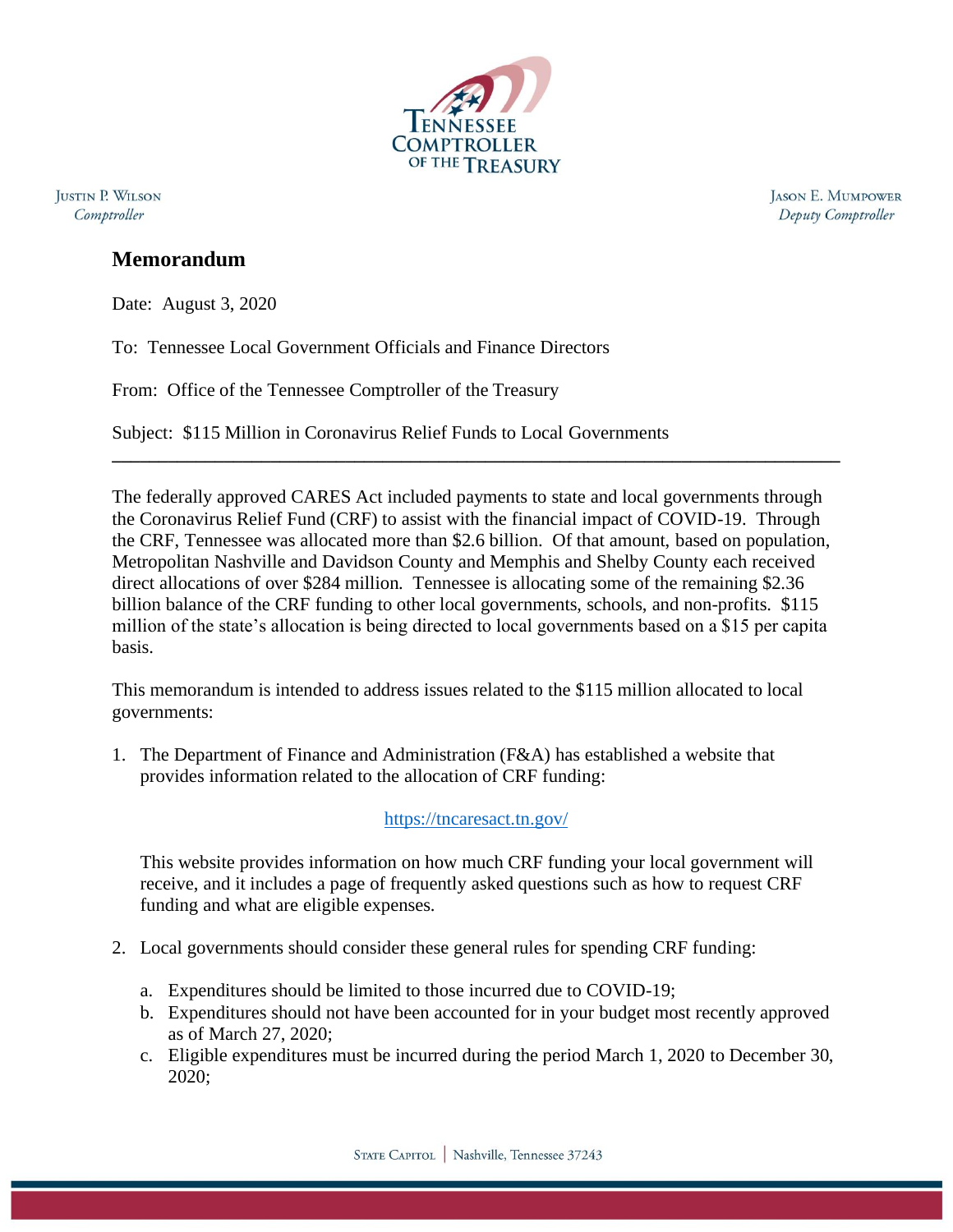TENNESSEE COMPTROLLER OF THE TREASURY

JUSTIN P. WILSON
*Comptroller*

JASON E. MUMPOWER
*Deputy Comptroller*

## Memorandum

Date: August 3, 2020

To: Tennessee Local Government Officials and Finance Directors

From: Office of the Tennessee Comptroller of the Treasury

Subject: $115 Million in Coronavirus Relief Funds to Local Governments

---

The federally approved CARES Act included payments to state and local governments through the Coronavirus Relief Fund (CRF) to assist with the financial impact of COVID-19. Through the CRF, Tennessee was allocated more than $2.6 billion. Of that amount, based on population, Metropolitan Nashville and Davidson County and Memphis and Shelby County each received direct allocations of over $284 million. Tennessee is allocating some of the remaining $2.36 billion balance of the CRF funding to other local governments, schools, and non-profits. $115 million of the state's allocation is being directed to local governments based on a $15 per capita basis.

This memorandum is intended to address issues related to the $115 million allocated to local governments:

1. The Department of Finance and Administration (F&A) has established a website that provides information related to the allocation of CRF funding:

   https://tncaresact.tn.gov/

   This website provides information on how much CRF funding your local government will receive, and it includes a page of frequently asked questions such as how to request CRF funding and what are eligible expenses.

2. Local governments should consider these general rules for spending CRF funding:

   a. Expenditures should be limited to those incurred due to COVID-19;
   b. Expenditures should not have been accounted for in your budget most recently approved as of March 27, 2020;
   c. Eligible expenditures must be incurred during the period March 1, 2020 to December 30, 2020;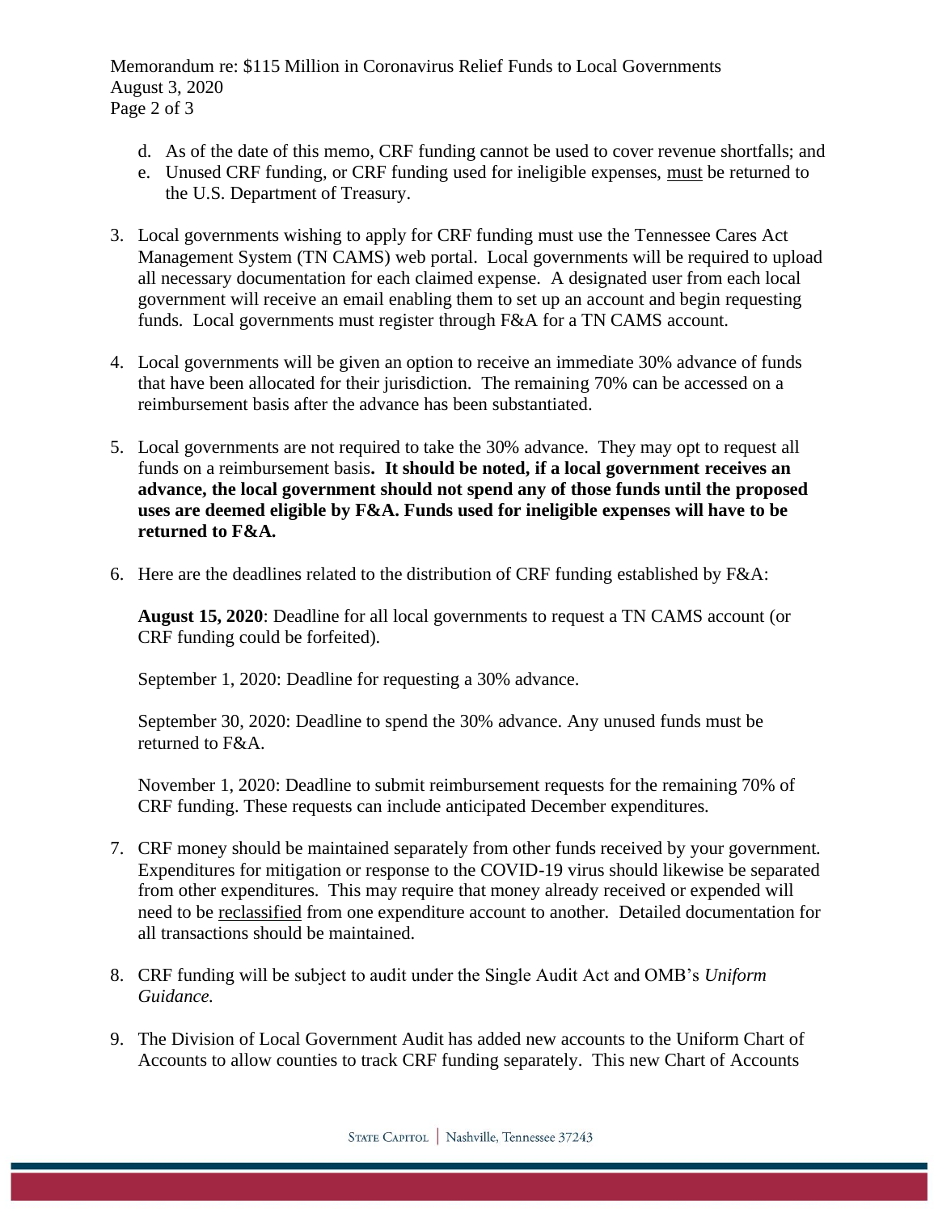d. As of the date of this memo, CRF funding cannot be used to cover revenue shortfalls; and
e. Unused CRF funding, or CRF funding used for ineligible expenses, <u>must</u> be returned to the U.S. Department of Treasury.

3. Local governments wishing to apply for CRF funding must use the Tennessee Cares Act Management System (TN CAMS) web portal. Local governments will be required to upload all necessary documentation for each claimed expense. A designated user from each local government will receive an email enabling them to set up an account and begin requesting funds. Local governments must register through F&A for a TN CAMS account.

4. Local governments will be given an option to receive an immediate 30% advance of funds that have been allocated for their jurisdiction. The remaining 70% can be accessed on a reimbursement basis after the advance has been substantiated.

5. Local governments are not required to take the 30% advance. They may opt to request all funds on a reimbursement basis**. It should be noted, if a local government receives an advance, the local government should not spend any of those funds until the proposed uses are deemed eligible by F&A. Funds used for ineligible expenses will have to be returned to F&A.**

6. Here are the deadlines related to the distribution of CRF funding established by F&A:

   **August 15, 2020**: Deadline for all local governments to request a TN CAMS account (or CRF funding could be forfeited).

   September 1, 2020: Deadline for requesting a 30% advance.

   September 30, 2020: Deadline to spend the 30% advance. Any unused funds must be returned to F&A.

   November 1, 2020: Deadline to submit reimbursement requests for the remaining 70% of CRF funding. These requests can include anticipated December expenditures.

7. CRF money should be maintained separately from other funds received by your government. Expenditures for mitigation or response to the COVID-19 virus should likewise be separated from other expenditures. This may require that money already received or expended will need to be <u>reclassified</u> from one expenditure account to another. Detailed documentation for all transactions should be maintained.

8. CRF funding will be subject to audit under the Single Audit Act and OMB's *Uniform Guidance.*

9. The Division of Local Government Audit has added new accounts to the Uniform Chart of Accounts to allow counties to track CRF funding separately. This new Chart of Accounts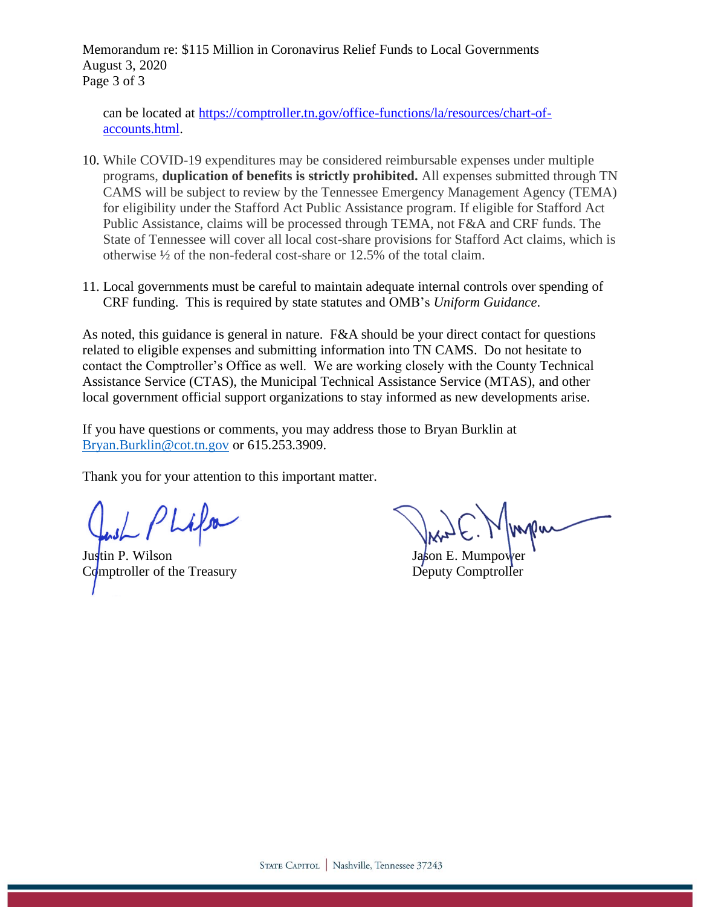can be located at https://comptroller.tn.gov/office-functions/la/resources/chart-of-accounts.html.

10. While COVID-19 expenditures may be considered reimbursable expenses under multiple programs, **duplication of benefits is strictly prohibited.** All expenses submitted through TN CAMS will be subject to review by the Tennessee Emergency Management Agency (TEMA) for eligibility under the Stafford Act Public Assistance program. If eligible for Stafford Act Public Assistance, claims will be processed through TEMA, not F&A and CRF funds. The State of Tennessee will cover all local cost-share provisions for Stafford Act claims, which is otherwise ½ of the non-federal cost-share or 12.5% of the total claim.

11. Local governments must be careful to maintain adequate internal controls over spending of CRF funding. This is required by state statutes and OMB's *Uniform Guidance*.

As noted, this guidance is general in nature. F&A should be your direct contact for questions related to eligible expenses and submitting information into TN CAMS. Do not hesitate to contact the Comptroller's Office as well. We are working closely with the County Technical Assistance Service (CTAS), the Municipal Technical Assistance Service (MTAS), and other local government official support organizations to stay informed as new developments arise.

If you have questions or comments, you may address those to Bryan Burklin at Bryan.Burklin@cot.tn.gov or 615.253.3909.

Thank you for your attention to this important matter.

Justin P. Wilson
Comptroller of the Treasury

Jason E. Mumpower
Deputy Comptroller